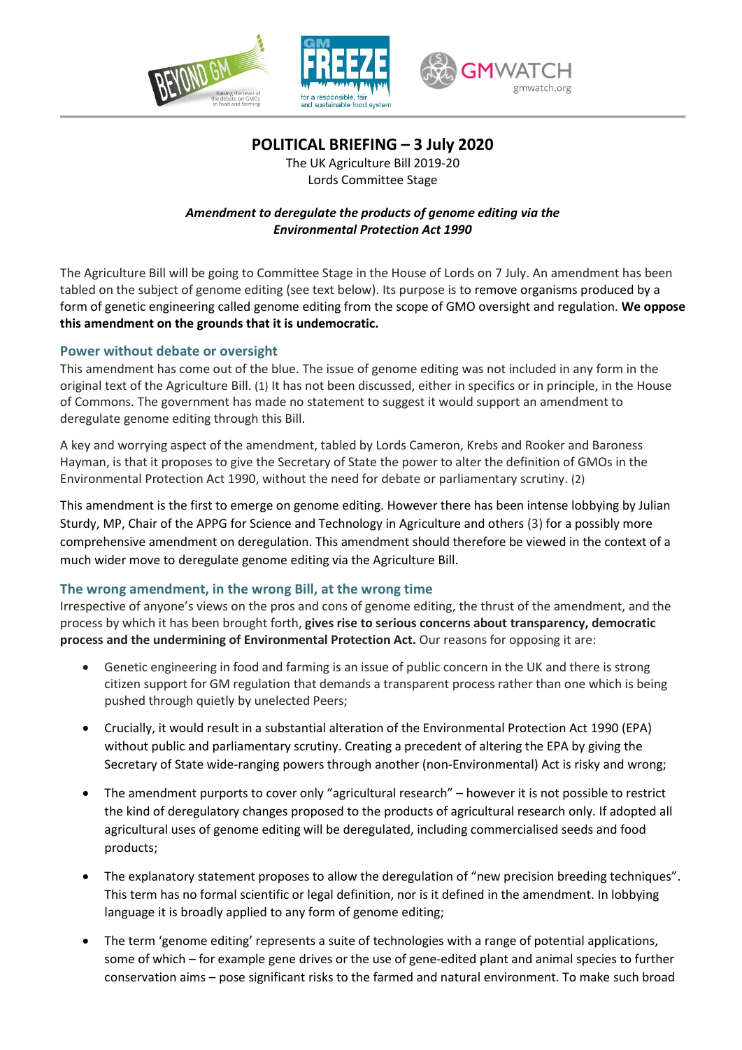# POLITICAL BRIEFING – 3 July 2020

The UK Agriculture Bill 2019-20
Lords Committee Stage

***Amendment to deregulate the products of genome editing via the Environmental Protection Act 1990***

The Agriculture Bill will be going to Committee Stage in the House of Lords on 7 July. An amendment has been tabled on the subject of genome editing (see text below). Its purpose is to remove organisms produced by a form of genetic engineering called genome editing from the scope of GMO oversight and regulation. **We oppose this amendment on the grounds that it is undemocratic.**

## Power without debate or oversight

This amendment has come out of the blue. The issue of genome editing was not included in any form in the original text of the Agriculture Bill. (1) It has not been discussed, either in specifics or in principle, in the House of Commons. The government has made no statement to suggest it would support an amendment to deregulate genome editing through this Bill.

A key and worrying aspect of the amendment, tabled by Lords Cameron, Krebs and Rooker and Baroness Hayman, is that it proposes to give the Secretary of State the power to alter the definition of GMOs in the Environmental Protection Act 1990, without the need for debate or parliamentary scrutiny. (2)

This amendment is the first to emerge on genome editing. However there has been intense lobbying by Julian Sturdy, MP, Chair of the APPG for Science and Technology in Agriculture and others (3) for a possibly more comprehensive amendment on deregulation. This amendment should therefore be viewed in the context of a much wider move to deregulate genome editing via the Agriculture Bill.

## The wrong amendment, in the wrong Bill, at the wrong time

Irrespective of anyone's views on the pros and cons of genome editing, the thrust of the amendment, and the process by which it has been brought forth, **gives rise to serious concerns about transparency, democratic process and the undermining of Environmental Protection Act.** Our reasons for opposing it are:

- Genetic engineering in food and farming is an issue of public concern in the UK and there is strong citizen support for GM regulation that demands a transparent process rather than one which is being pushed through quietly by unelected Peers;
- Crucially, it would result in a substantial alteration of the Environmental Protection Act 1990 (EPA) without public and parliamentary scrutiny. Creating a precedent of altering the EPA by giving the Secretary of State wide-ranging powers through another (non-Environmental) Act is risky and wrong;
- The amendment purports to cover only "agricultural research" – however it is not possible to restrict the kind of deregulatory changes proposed to the products of agricultural research only. If adopted all agricultural uses of genome editing will be deregulated, including commercialised seeds and food products;
- The explanatory statement proposes to allow the deregulation of "new precision breeding techniques". This term has no formal scientific or legal definition, nor is it defined in the amendment. In lobbying language it is broadly applied to any form of genome editing;
- The term 'genome editing' represents a suite of technologies with a range of potential applications, some of which – for example gene drives or the use of gene-edited plant and animal species to further conservation aims – pose significant risks to the farmed and natural environment. To make such broad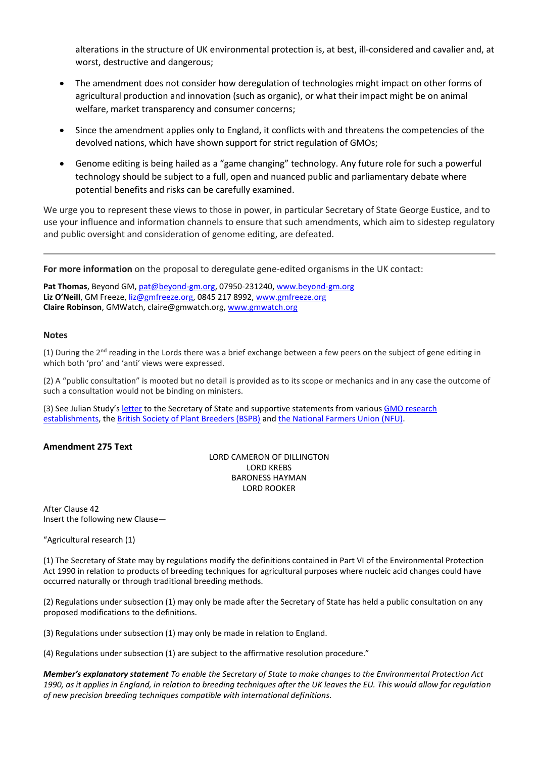alterations in the structure of UK environmental protection is, at best, ill-considered and cavalier and, at worst, destructive and dangerous;

- The amendment does not consider how deregulation of technologies might impact on other forms of agricultural production and innovation (such as organic), or what their impact might be on animal welfare, market transparency and consumer concerns;
- Since the amendment applies only to England, it conflicts with and threatens the competencies of the devolved nations, which have shown support for strict regulation of GMOs;
- Genome editing is being hailed as a "game changing" technology. Any future role for such a powerful technology should be subject to a full, open and nuanced public and parliamentary debate where potential benefits and risks can be carefully examined.

We urge you to represent these views to those in power, in particular Secretary of State George Eustice, and to use your influence and information channels to ensure that such amendments, which aim to sidestep regulatory and public oversight and consideration of genome editing, are defeated.

---

**For more information** on the proposal to deregulate gene-edited organisms in the UK contact:

**Pat Thomas**, Beyond GM, pat@beyond-gm.org, 07950-231240, www.beyond-gm.org
**Liz O'Neill**, GM Freeze, liz@gmfreeze.org, 0845 217 8992, www.gmfreeze.org
**Claire Robinson**, GMWatch, claire@gmwatch.org, www.gmwatch.org

### Notes

(1) During the 2nd reading in the Lords there was a brief exchange between a few peers on the subject of gene editing in which both 'pro' and 'anti' views were expressed.

(2) A "public consultation" is mooted but no detail is provided as to its scope or mechanics and in any case the outcome of such a consultation would not be binding on ministers.

(3) See Julian Study's letter to the Secretary of State and supportive statements from various GMO research establishments, the British Society of Plant Breeders (BSPB) and the National Farmers Union (NFU).

### Amendment 275 Text

LORD CAMERON OF DILLINGTON
LORD KREBS
BARONESS HAYMAN
LORD ROOKER

After Clause 42
Insert the following new Clause—

"Agricultural research (1)

(1) The Secretary of State may by regulations modify the definitions contained in Part VI of the Environmental Protection Act 1990 in relation to products of breeding techniques for agricultural purposes where nucleic acid changes could have occurred naturally or through traditional breeding methods.

(2) Regulations under subsection (1) may only be made after the Secretary of State has held a public consultation on any proposed modifications to the definitions.

(3) Regulations under subsection (1) may only be made in relation to England.

(4) Regulations under subsection (1) are subject to the affirmative resolution procedure."

***Member's explanatory statement*** *To enable the Secretary of State to make changes to the Environmental Protection Act 1990, as it applies in England, in relation to breeding techniques after the UK leaves the EU. This would allow for regulation of new precision breeding techniques compatible with international definitions.*